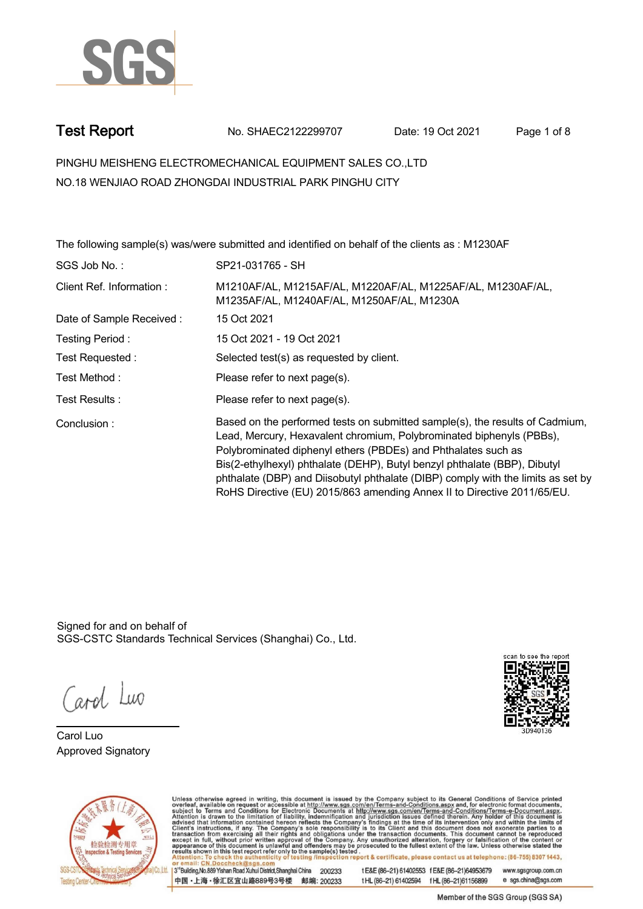SGS

# Test Report

No. SHAEC2122299707 Date: 19 Oct 2021

PINGHU MEISHENG ELECTROMECHANICAL EQUIPMENT SALES CO.,LTD
NO.18 WENJIAO ROAD ZHONGDAI INDUSTRIAL PARK PINGHU CITY

The following sample(s) was/were submitted and identified on behalf of the clients as : M1230AF

| | |
|---|---|
| SGS Job No. : | SP21-031765 - SH |
| Client Ref. Information : | M1210AF/AL, M1215AF/AL, M1220AF/AL, M1225AF/AL, M1230AF/AL, M1235AF/AL, M1240AF/AL, M1250AF/AL, M1230A |
| Date of Sample Received : | 15 Oct 2021 |
| Testing Period : | 15 Oct 2021 - 19 Oct 2021 |
| Test Requested : | Selected test(s) as requested by client. |
| Test Method : | Please refer to next page(s). |
| Test Results : | Please refer to next page(s). |
| Conclusion : | Based on the performed tests on submitted sample(s), the results of Cadmium, Lead, Mercury, Hexavalent chromium, Polybrominated biphenyls (PBBs), Polybrominated diphenyl ethers (PBDEs) and Phthalates such as Bis(2-ethylhexyl) phthalate (DEHP), Butyl benzyl phthalate (BBP), Dibutyl phthalate (DBP) and Diisobutyl phthalate (DIBP) comply with the limits as set by RoHS Directive (EU) 2015/863 amending Annex II to Directive 2011/65/EU. |

Signed for and on behalf of
SGS-CSTC Standards Technical Services (Shanghai) Co., Ltd.

scan to see the report
3D940136

Carol Luo
Approved Signatory

Unless otherwise agreed in writing, this document is issued by the Company subject to its General Conditions of Service printed overleaf, available on request or accessible at http://www.sgs.com/en/Terms-and-Conditions.aspx and, for electronic format documents, subject to Terms and Conditions for Electronic Documents at http://www.sgs.com/en/Terms-and-Conditions/Terms-e-Document.aspx. Attention is drawn to the limitation of liability, indemnification and jurisdiction issues defined therein. Any holder of this document is advised that information contained hereon reflects the Company's findings at the time of its intervention only and within the limits of Client's instructions, if any. The Company's sole responsibility is to its Client and this document does not exonerate parties to a transaction from exercising all their rights and obligations under the transaction documents. This document cannot be reproduced except in full, without prior written approval of the Company. Any unauthorized alteration, forgery or falsification of the content or appearance of this document is unlawful and offenders may be prosecuted to the fullest extent of the law. Unless otherwise stated the results shown in this test report refer only to the sample(s) tested.
Attention: To check the authenticity of testing /inspection report & certificate, please contact us at telephone: (86-755) 8307 1443, or email: CN.Doccheck@sgs.com

3rd Building,No.889 Yishan Road Xuhui District,Shanghai China 200233 t E&E (86-21) 61402553 f E&E (86-21)64953679 www.sgsgroup.com.cn
中国・上海・徐汇区宜山路889号3号楼 邮编: 200233 t HL (86-21) 61402594 f HL (86-21)61156899 e sgs.china@sgs.com

Member of the SGS Group (SGS SA)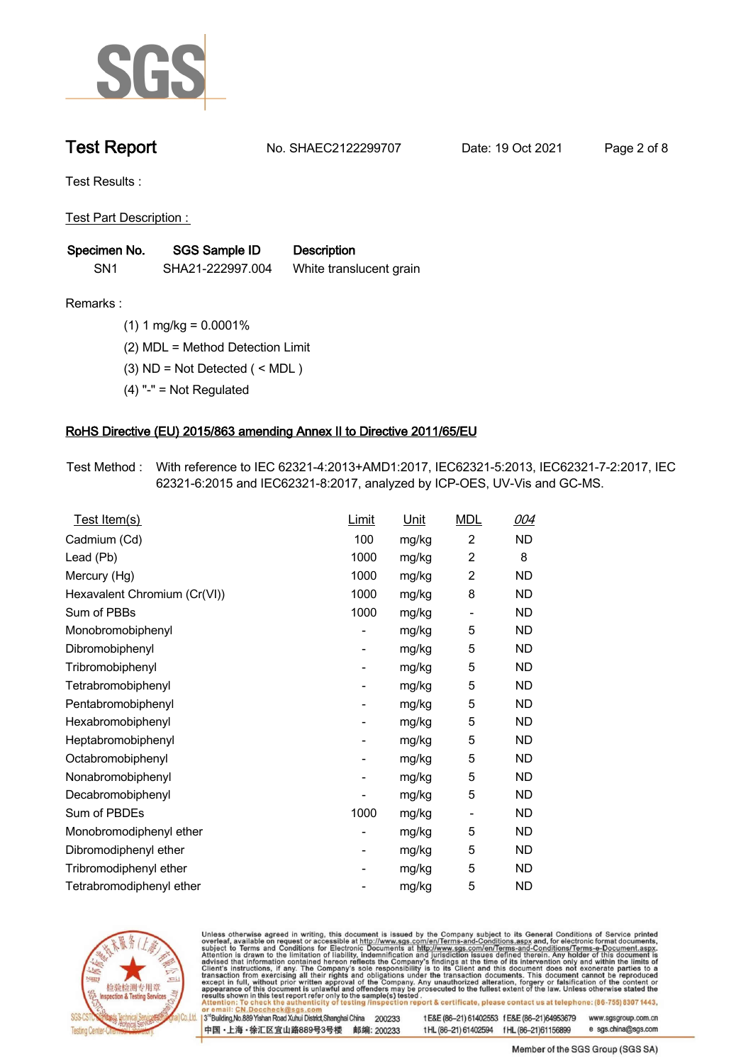# Test Report

No. SHAEC2122299707 Date: 19 Oct 2021

Test Results :

Test Part Description :

| Specimen No. | SGS Sample ID | Description |
|---|---|---|
| SN1 | SHA21-222997.004 | White translucent grain |

Remarks :

(1) 1 mg/kg = 0.0001%

(2) MDL = Method Detection Limit

(3) ND = Not Detected ( < MDL )

(4) "-" = Not Regulated

## RoHS Directive (EU) 2015/863 amending Annex II to Directive 2011/65/EU

Test Method : With reference to IEC 62321-4:2013+AMD1:2017, IEC62321-5:2013, IEC62321-7-2:2017, IEC 62321-6:2015 and IEC62321-8:2017, analyzed by ICP-OES, UV-Vis and GC-MS.

| Test Item(s) | Limit | Unit | MDL | 004 |
|---|---|---|---|---|
| Cadmium (Cd) | 100 | mg/kg | 2 | ND |
| Lead (Pb) | 1000 | mg/kg | 2 | 8 |
| Mercury (Hg) | 1000 | mg/kg | 2 | ND |
| Hexavalent Chromium (Cr(VI)) | 1000 | mg/kg | 8 | ND |
| Sum of PBBs | 1000 | mg/kg | - | ND |
| Monobromobiphenyl | - | mg/kg | 5 | ND |
| Dibromobiphenyl | - | mg/kg | 5 | ND |
| Tribromobiphenyl | - | mg/kg | 5 | ND |
| Tetrabromobiphenyl | - | mg/kg | 5 | ND |
| Pentabromobiphenyl | - | mg/kg | 5 | ND |
| Hexabromobiphenyl | - | mg/kg | 5 | ND |
| Heptabromobiphenyl | - | mg/kg | 5 | ND |
| Octabromobiphenyl | - | mg/kg | 5 | ND |
| Nonabromobiphenyl | - | mg/kg | 5 | ND |
| Decabromobiphenyl | - | mg/kg | 5 | ND |
| Sum of PBDEs | 1000 | mg/kg | - | ND |
| Monobromodiphenyl ether | - | mg/kg | 5 | ND |
| Dibromodiphenyl ether | - | mg/kg | 5 | ND |
| Tribromodiphenyl ether | - | mg/kg | 5 | ND |
| Tetrabromodiphenyl ether | - | mg/kg | 5 | ND |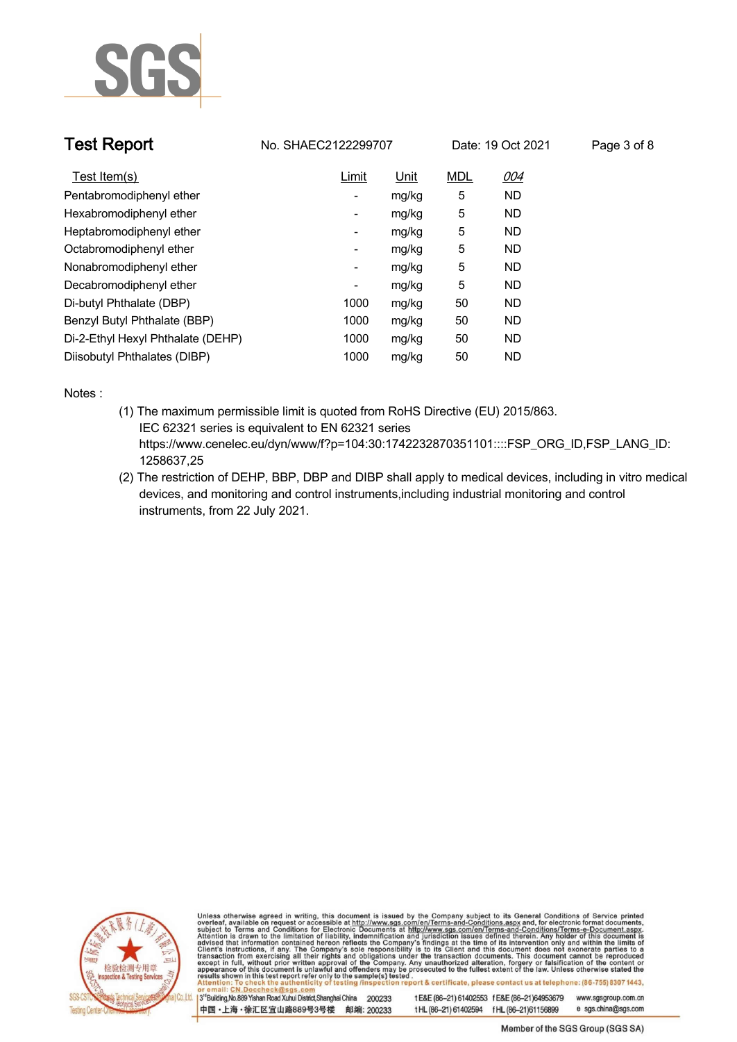# Test Report

No. SHAEC2122299707 Date: 19 Oct 2021

| Test Item(s) | Limit | Unit | MDL | 004 |
|---|---|---|---|---|
| Pentabromodiphenyl ether | - | mg/kg | 5 | ND |
| Hexabromodiphenyl ether | - | mg/kg | 5 | ND |
| Heptabromodiphenyl ether | - | mg/kg | 5 | ND |
| Octabromodiphenyl ether | - | mg/kg | 5 | ND |
| Nonabromodiphenyl ether | - | mg/kg | 5 | ND |
| Decabromodiphenyl ether | - | mg/kg | 5 | ND |
| Di-butyl Phthalate (DBP) | 1000 | mg/kg | 50 | ND |
| Benzyl Butyl Phthalate (BBP) | 1000 | mg/kg | 50 | ND |
| Di-2-Ethyl Hexyl Phthalate (DEHP) | 1000 | mg/kg | 50 | ND |
| Diisobutyl Phthalates (DIBP) | 1000 | mg/kg | 50 | ND |

Notes :

(1) The maximum permissible limit is quoted from RoHS Directive (EU) 2015/863.
IEC 62321 series is equivalent to EN 62321 series
https://www.cenelec.eu/dyn/www/f?p=104:30:1742232870351101::::FSP_ORG_ID,FSP_LANG_ID:1258637,25

(2) The restriction of DEHP, BBP, DBP and DIBP shall apply to medical devices, including in vitro medical devices, and monitoring and control instruments,including industrial monitoring and control instruments, from 22 July 2021.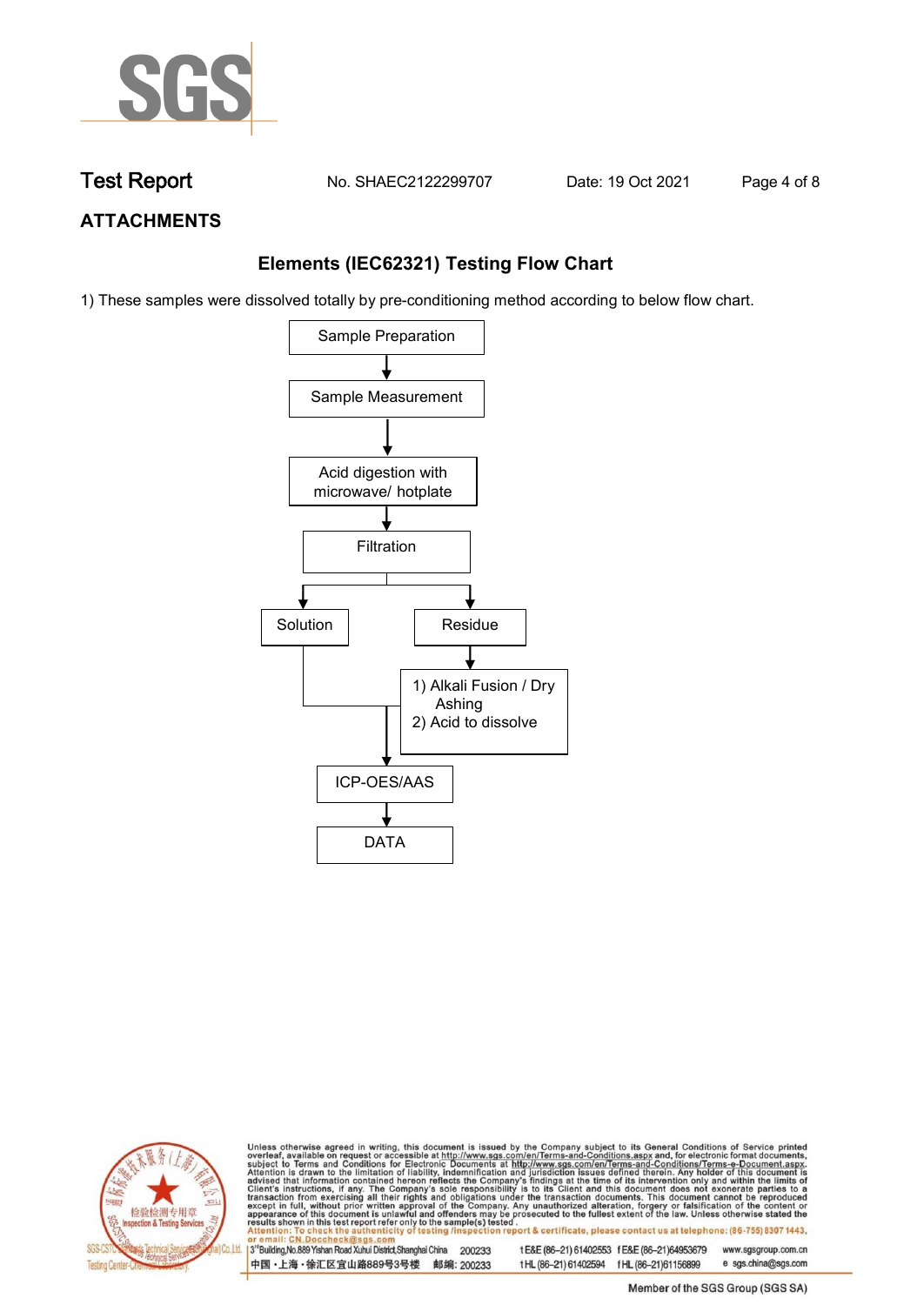ATTACHMENTS

## Elements (IEC62321) Testing Flow Chart

1) These samples were dissolved totally by pre-conditioning method according to below flow chart.

Sample Preparation

↓

Sample Measurement

↓

Acid digestion with microwave/ hotplate

↓

Filtration

↓ ↓

Solution | Residue

Residue → 1) Alkali Fusion / Dry Ashing 2) Acid to dissolve

Solution + dissolved residue ↓

ICP-OES/AAS

↓

DATA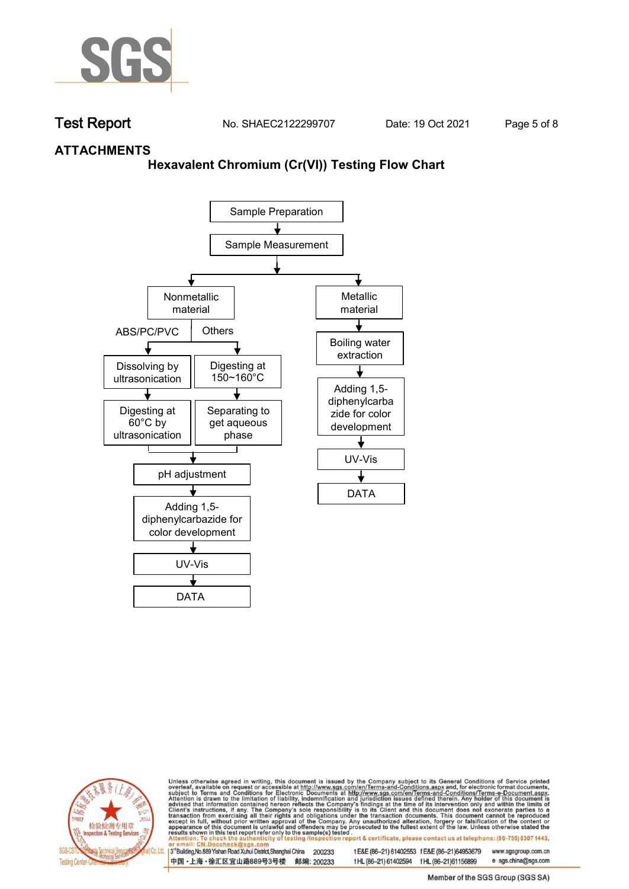## ATTACHMENTS

### Hexavalent Chromium (Cr(VI)) Testing Flow Chart

Sample Preparation
↓
Sample Measurement
↓

**Nonmetallic material**

- ABS/PC/PVC:
  - Dissolving by ultrasonication
  - ↓
  - Digesting at 60°C by ultrasonication
- Others:
  - Digesting at 150~160°C
  - ↓
  - Separating to get aqueous phase

↓
pH adjustment
↓
Adding 1,5-diphenylcarbazide for color development
↓
UV-Vis
↓
DATA

**Metallic material**

↓
Boiling water extraction
↓
Adding 1,5-diphenylcarbazide for color development
↓
UV-Vis
↓
DATA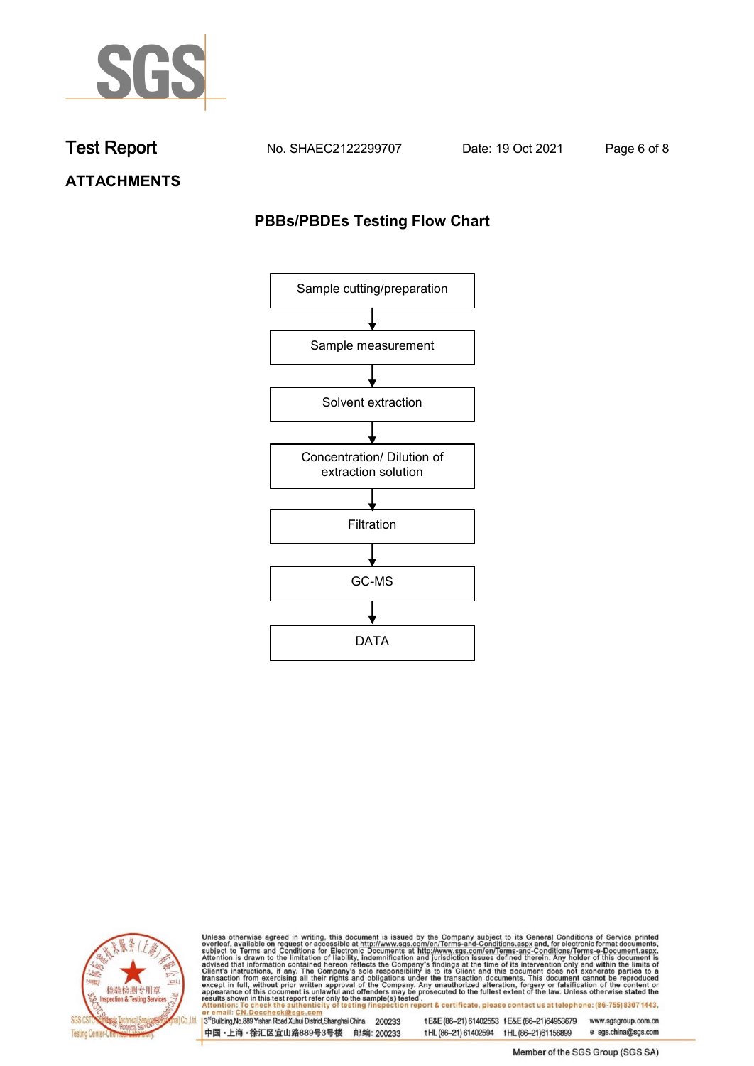## ATTACHMENTS

### PBBs/PBDEs Testing Flow Chart

Sample cutting/preparation

↓

Sample measurement

↓

Solvent extraction

↓

Concentration/ Dilution of extraction solution

↓

Filtration

↓

GC-MS

↓

DATA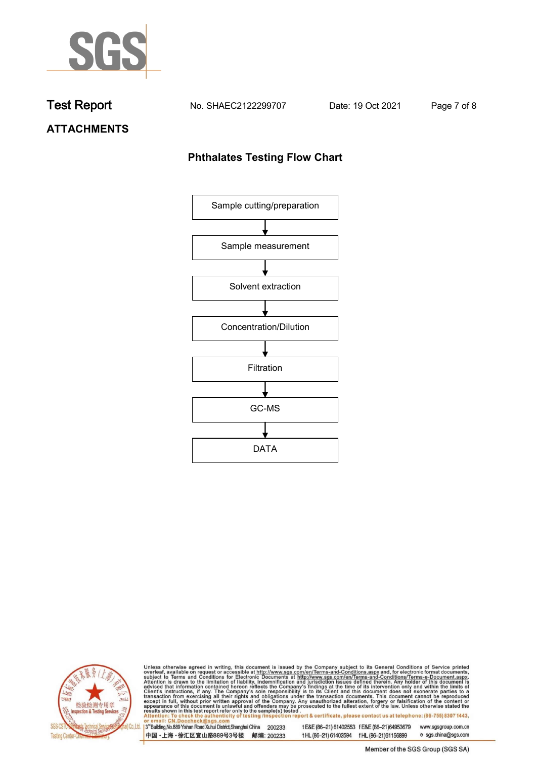## Test Report

No. SHAEC2122299707 Date: 19 Oct 2021

**ATTACHMENTS**

### Phthalates Testing Flow Chart

Sample cutting/preparation

↓

Sample measurement

↓

Solvent extraction

↓

Concentration/Dilution

↓

Filtration

↓

GC-MS

↓

DATA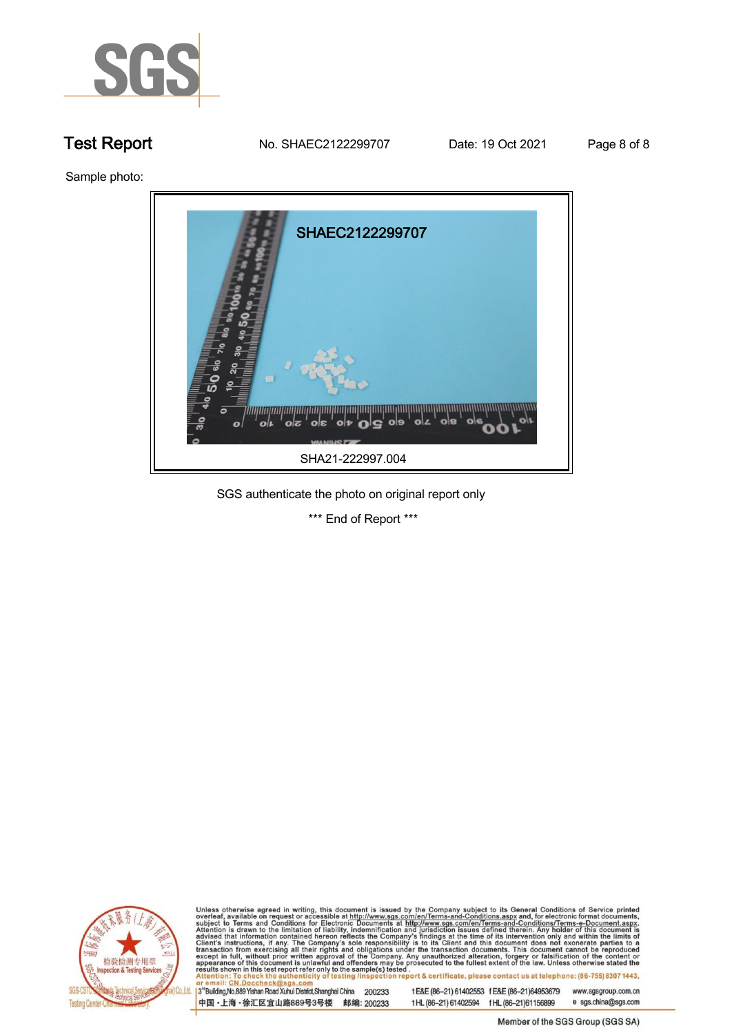# Test Report

No. SHAEC2122299707 Date: 19 Oct 2021

Sample photo:

SHAEC2122299707

SHA21-222997.004

SGS authenticate the photo on original report only

*** End of Report ***

Unless otherwise agreed in writing, this document is issued by the Company subject to its General Conditions of Service printed overleaf, available on request or accessible at http://www.sgs.com/en/Terms-and-Conditions.aspx and, for electronic format documents, subject to Terms and Conditions for Electronic Documents at http://www.sgs.com/en/Terms-and-Conditions/Terms-e-Document.aspx. Attention is drawn to the limitation of liability, indemnification and jurisdiction issues defined therein. Any holder of this document is advised that information contained hereon reflects the Company's findings at the time of its intervention only and within the limits of Client's instructions, if any. The Company's sole responsibility is to its Client and this document does not exonerate parties to a transaction from exercising all their rights and obligations under the transaction documents. This document cannot be reproduced except in full, without prior written approval of the Company. Any unauthorized alteration, forgery or falsification of the content or appearance of this document is unlawful and offenders may be prosecuted to the fullest extent of the law. Unless otherwise stated the results shown in this test report refer only to the sample(s) tested .

Attention: To check the authenticity of testing /inspection report & certificate, please contact us at telephone: (86-755) 8307 1443, or email: CN.Doccheck@sgs.com

3rd Building, No.889 Yishan Road Xuhui District, Shanghai China 200233 t E&E (86–21) 61402553 f E&E (86–21) 64953679 www.sgsgroup.com.cn

中国・上海・徐汇区宜山路889号3号楼 邮编: 200233 t HL (86–21) 61402594 f HL (86–21) 61156899 e sgs.china@sgs.com

Member of the SGS Group (SGS SA)